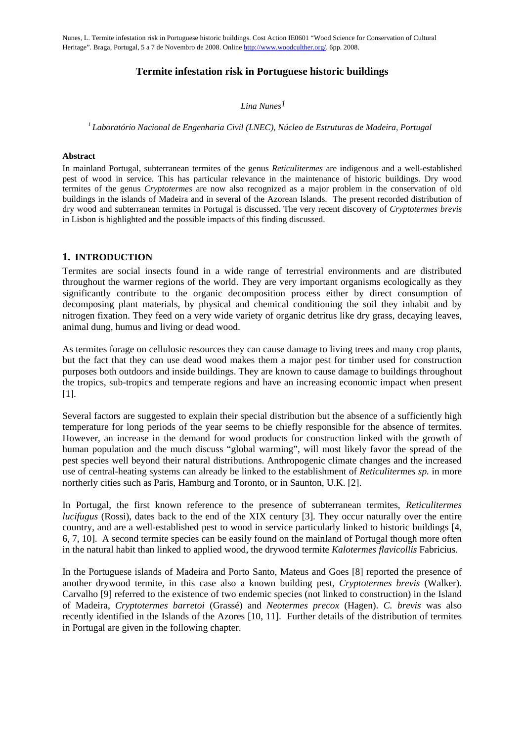Nunes, L. Termite infestation risk in Portuguese historic buildings. Cost Action IE0601 "Wood Science for Conservation of Cultural Heritage". Braga, Portugal, 5 a 7 de Novembro de 2008. Online http://www.woodculther.org/. 6pp. 2008.

# Termite infestation risk in Portuguese historic buildings

*Lina Nunes*[1]

[1] *Laboratório Nacional de Engenharia Civil (LNEC), Núcleo de Estruturas de Madeira, Portugal*

**Abstract**

In mainland Portugal, subterranean termites of the genus *Reticulitermes* are indigenous and a well-established pest of wood in service. This has particular relevance in the maintenance of historic buildings. Dry wood termites of the genus *Cryptotermes* are now also recognized as a major problem in the conservation of old buildings in the islands of Madeira and in several of the Azorean Islands. The present recorded distribution of dry wood and subterranean termites in Portugal is discussed. The very recent discovery of *Cryptotermes brevis* in Lisbon is highlighted and the possible impacts of this finding discussed.

## 1. INTRODUCTION

Termites are social insects found in a wide range of terrestrial environments and are distributed throughout the warmer regions of the world. They are very important organisms ecologically as they significantly contribute to the organic decomposition process either by direct consumption of decomposing plant materials, by physical and chemical conditioning the soil they inhabit and by nitrogen fixation. They feed on a very wide variety of organic detritus like dry grass, decaying leaves, animal dung, humus and living or dead wood.

As termites forage on cellulosic resources they can cause damage to living trees and many crop plants, but the fact that they can use dead wood makes them a major pest for timber used for construction purposes both outdoors and inside buildings. They are known to cause damage to buildings throughout the tropics, sub-tropics and temperate regions and have an increasing economic impact when present [1].

Several factors are suggested to explain their special distribution but the absence of a sufficiently high temperature for long periods of the year seems to be chiefly responsible for the absence of termites. However, an increase in the demand for wood products for construction linked with the growth of human population and the much discuss "global warming", will most likely favor the spread of the pest species well beyond their natural distributions. Anthropogenic climate changes and the increased use of central-heating systems can already be linked to the establishment of *Reticulitermes sp.* in more northerly cities such as Paris, Hamburg and Toronto, or in Saunton, U.K. [2].

In Portugal, the first known reference to the presence of subterranean termites, *Reticulitermes lucifugus* (Rossi), dates back to the end of the XIX century [3]. They occur naturally over the entire country, and are a well-established pest to wood in service particularly linked to historic buildings [4, 6, 7, 10]. A second termite species can be easily found on the mainland of Portugal though more often in the natural habit than linked to applied wood, the drywood termite *Kalotermes flavicollis* Fabricius.

In the Portuguese islands of Madeira and Porto Santo, Mateus and Goes [8] reported the presence of another drywood termite, in this case also a known building pest, *Cryptotermes brevis* (Walker). Carvalho [9] referred to the existence of two endemic species (not linked to construction) in the Island of Madeira, *Cryptotermes barretoi* (Grassé) and *Neotermes precox* (Hagen). *C. brevis* was also recently identified in the Islands of the Azores [10, 11]. Further details of the distribution of termites in Portugal are given in the following chapter.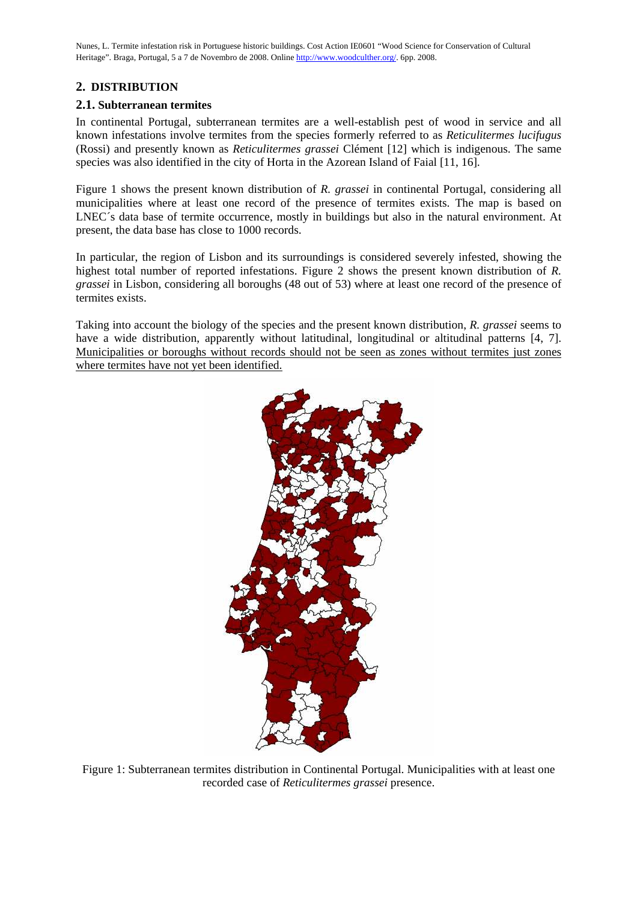## 2. DISTRIBUTION

### 2.1. Subterranean termites

In continental Portugal, subterranean termites are a well-establish pest of wood in service and all known infestations involve termites from the species formerly referred to as *Reticulitermes lucifugus* (Rossi) and presently known as *Reticulitermes grassei* Clément [12] which is indigenous. The same species was also identified in the city of Horta in the Azorean Island of Faial [11, 16].

Figure 1 shows the present known distribution of *R. grassei* in continental Portugal, considering all municipalities where at least one record of the presence of termites exists. The map is based on LNEC´s data base of termite occurrence, mostly in buildings but also in the natural environment. At present, the data base has close to 1000 records.

In particular, the region of Lisbon and its surroundings is considered severely infested, showing the highest total number of reported infestations. Figure 2 shows the present known distribution of *R. grassei* in Lisbon, considering all boroughs (48 out of 53) where at least one record of the presence of termites exists.

Taking into account the biology of the species and the present known distribution, *R. grassei* seems to have a wide distribution, apparently without latitudinal, longitudinal or altitudinal patterns [4, 7]. <u>Municipalities or boroughs without records should not be seen as zones without termites just zones where termites have not yet been identified.</u>

Figure 1: Subterranean termites distribution in Continental Portugal. Municipalities with at least one recorded case of *Reticulitermes grassei* presence.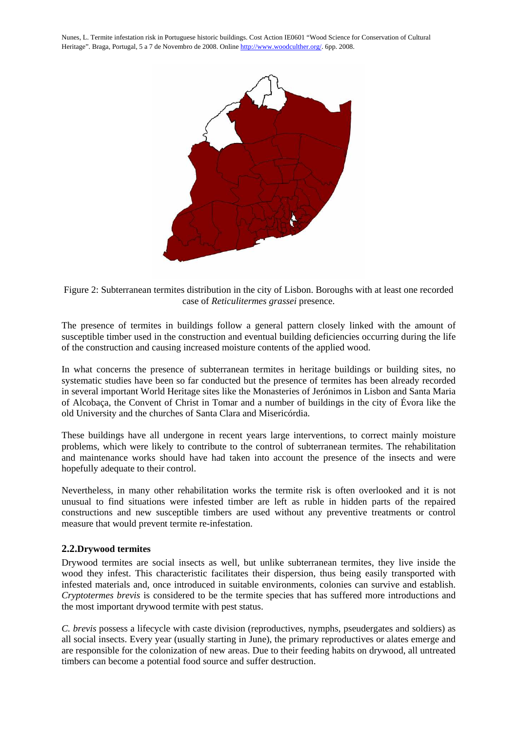Figure 2: Subterranean termites distribution in the city of Lisbon. Boroughs with at least one recorded case of *Reticulitermes grassei* presence.

The presence of termites in buildings follow a general pattern closely linked with the amount of susceptible timber used in the construction and eventual building deficiencies occurring during the life of the construction and causing increased moisture contents of the applied wood.

In what concerns the presence of subterranean termites in heritage buildings or building sites, no systematic studies have been so far conducted but the presence of termites has been already recorded in several important World Heritage sites like the Monasteries of Jerónimos in Lisbon and Santa Maria of Alcobaça, the Convent of Christ in Tomar and a number of buildings in the city of Évora like the old University and the churches of Santa Clara and Misericórdia.

These buildings have all undergone in recent years large interventions, to correct mainly moisture problems, which were likely to contribute to the control of subterranean termites. The rehabilitation and maintenance works should have had taken into account the presence of the insects and were hopefully adequate to their control.

Nevertheless, in many other rehabilitation works the termite risk is often overlooked and it is not unusual to find situations were infested timber are left as ruble in hidden parts of the repaired constructions and new susceptible timbers are used without any preventive treatments or control measure that would prevent termite re-infestation.

## 2.2.Drywood termites

Drywood termites are social insects as well, but unlike subterranean termites, they live inside the wood they infest. This characteristic facilitates their dispersion, thus being easily transported with infested materials and, once introduced in suitable environments, colonies can survive and establish. *Cryptotermes brevis* is considered to be the termite species that has suffered more introductions and the most important drywood termite with pest status.

*C. brevis* possess a lifecycle with caste division (reproductives, nymphs, pseudergates and soldiers) as all social insects. Every year (usually starting in June), the primary reproductives or alates emerge and are responsible for the colonization of new areas. Due to their feeding habits on drywood, all untreated timbers can become a potential food source and suffer destruction.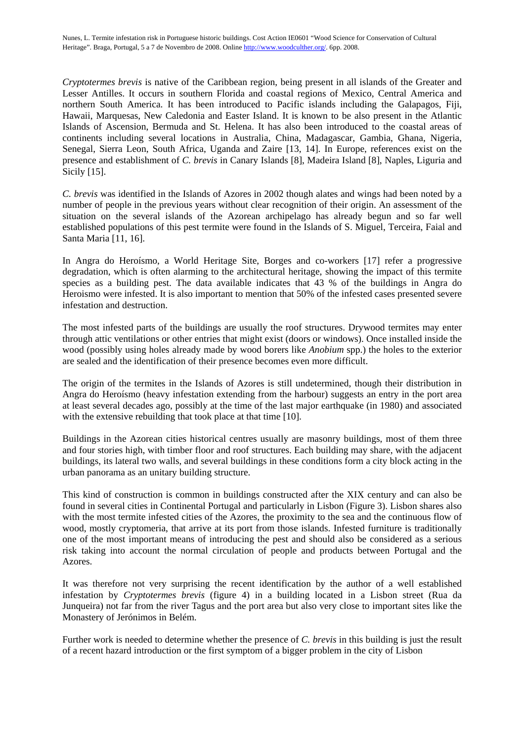*Cryptotermes brevis* is native of the Caribbean region, being present in all islands of the Greater and Lesser Antilles. It occurs in southern Florida and coastal regions of Mexico, Central America and northern South America. It has been introduced to Pacific islands including the Galapagos, Fiji, Hawaii, Marquesas, New Caledonia and Easter Island. It is known to be also present in the Atlantic Islands of Ascension, Bermuda and St. Helena. It has also been introduced to the coastal areas of continents including several locations in Australia, China, Madagascar, Gambia, Ghana, Nigeria, Senegal, Sierra Leon, South Africa, Uganda and Zaire [13, 14]. In Europe, references exist on the presence and establishment of *C. brevis* in Canary Islands [8], Madeira Island [8], Naples, Liguria and Sicily [15].

*C. brevis* was identified in the Islands of Azores in 2002 though alates and wings had been noted by a number of people in the previous years without clear recognition of their origin. An assessment of the situation on the several islands of the Azorean archipelago has already begun and so far well established populations of this pest termite were found in the Islands of S. Miguel, Terceira, Faial and Santa Maria [11, 16].

In Angra do Heroísmo, a World Heritage Site, Borges and co-workers [17] refer a progressive degradation, which is often alarming to the architectural heritage, showing the impact of this termite species as a building pest. The data available indicates that 43 % of the buildings in Angra do Heroismo were infested. It is also important to mention that 50% of the infested cases presented severe infestation and destruction.

The most infested parts of the buildings are usually the roof structures. Drywood termites may enter through attic ventilations or other entries that might exist (doors or windows). Once installed inside the wood (possibly using holes already made by wood borers like *Anobium* spp.) the holes to the exterior are sealed and the identification of their presence becomes even more difficult.

The origin of the termites in the Islands of Azores is still undetermined, though their distribution in Angra do Heroísmo (heavy infestation extending from the harbour) suggests an entry in the port area at least several decades ago, possibly at the time of the last major earthquake (in 1980) and associated with the extensive rebuilding that took place at that time [10].

Buildings in the Azorean cities historical centres usually are masonry buildings, most of them three and four stories high, with timber floor and roof structures. Each building may share, with the adjacent buildings, its lateral two walls, and several buildings in these conditions form a city block acting in the urban panorama as an unitary building structure.

This kind of construction is common in buildings constructed after the XIX century and can also be found in several cities in Continental Portugal and particularly in Lisbon (Figure 3). Lisbon shares also with the most termite infested cities of the Azores, the proximity to the sea and the continuous flow of wood, mostly cryptomeria, that arrive at its port from those islands. Infested furniture is traditionally one of the most important means of introducing the pest and should also be considered as a serious risk taking into account the normal circulation of people and products between Portugal and the Azores.

It was therefore not very surprising the recent identification by the author of a well established infestation by *Cryptotermes brevis* (figure 4) in a building located in a Lisbon street (Rua da Junqueira) not far from the river Tagus and the port area but also very close to important sites like the Monastery of Jerónimos in Belém.

Further work is needed to determine whether the presence of *C. brevis* in this building is just the result of a recent hazard introduction or the first symptom of a bigger problem in the city of Lisbon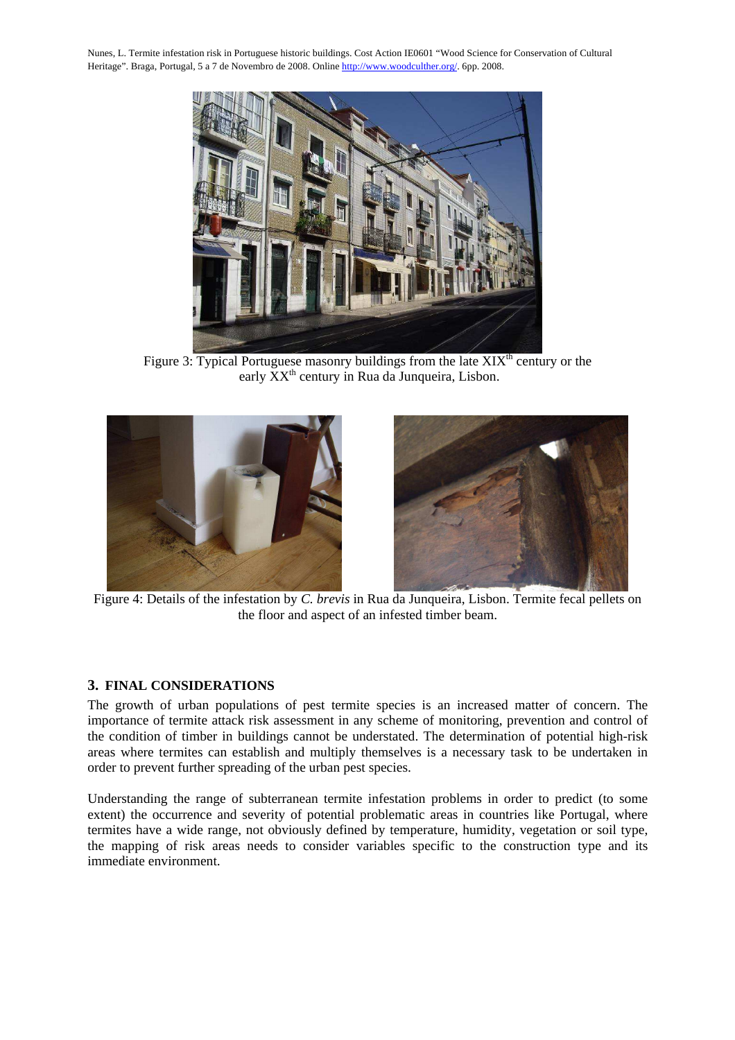Figure 3: Typical Portuguese masonry buildings from the late XIX$^{th}$ century or the early XX$^{th}$ century in Rua da Junqueira, Lisbon.

Figure 4: Details of the infestation by *C. brevis* in Rua da Junqueira, Lisbon. Termite fecal pellets on the floor and aspect of an infested timber beam.

## 3. FINAL CONSIDERATIONS

The growth of urban populations of pest termite species is an increased matter of concern. The importance of termite attack risk assessment in any scheme of monitoring, prevention and control of the condition of timber in buildings cannot be understated. The determination of potential high-risk areas where termites can establish and multiply themselves is a necessary task to be undertaken in order to prevent further spreading of the urban pest species.

Understanding the range of subterranean termite infestation problems in order to predict (to some extent) the occurrence and severity of potential problematic areas in countries like Portugal, where termites have a wide range, not obviously defined by temperature, humidity, vegetation or soil type, the mapping of risk areas needs to consider variables specific to the construction type and its immediate environment.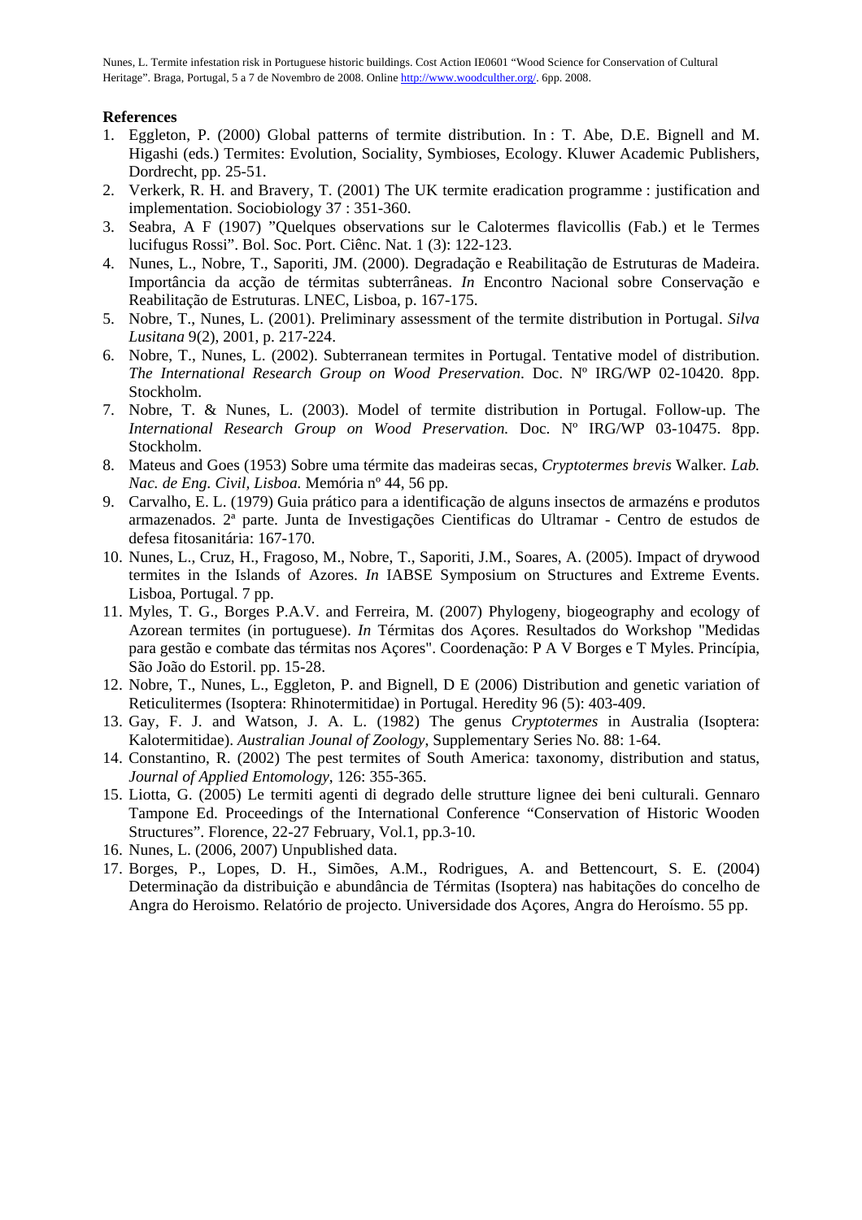**References**

1. Eggleton, P. (2000) Global patterns of termite distribution. In : T. Abe, D.E. Bignell and M. Higashi (eds.) Termites: Evolution, Sociality, Symbioses, Ecology. Kluwer Academic Publishers, Dordrecht, pp. 25-51.
2. Verkerk, R. H. and Bravery, T. (2001) The UK termite eradication programme : justification and implementation. Sociobiology 37 : 351-360.
3. Seabra, A F (1907) "Quelques observations sur le Calotermes flavicollis (Fab.) et le Termes lucifugus Rossi". Bol. Soc. Port. Ciênc. Nat. 1 (3): 122-123.
4. Nunes, L., Nobre, T., Saporiti, JM. (2000). Degradação e Reabilitação de Estruturas de Madeira. Importância da acção de térmitas subterrâneas. *In* Encontro Nacional sobre Conservação e Reabilitação de Estruturas. LNEC, Lisboa, p. 167-175.
5. Nobre, T., Nunes, L. (2001). Preliminary assessment of the termite distribution in Portugal. *Silva Lusitana* 9(2), 2001, p. 217-224.
6. Nobre, T., Nunes, L. (2002). Subterranean termites in Portugal. Tentative model of distribution. *The International Research Group on Wood Preservation*. Doc. Nº IRG/WP 02-10420. 8pp. Stockholm.
7. Nobre, T. & Nunes, L. (2003). Model of termite distribution in Portugal. Follow-up. The *International Research Group on Wood Preservation.* Doc. Nº IRG/WP 03-10475. 8pp. Stockholm.
8. Mateus and Goes (1953) Sobre uma térmite das madeiras secas, *Cryptotermes brevis* Walker. *Lab. Nac. de Eng. Civil, Lisboa.* Memória nº 44, 56 pp.
9. Carvalho, E. L. (1979) Guia prático para a identificação de alguns insectos de armazéns e produtos armazenados. 2ª parte. Junta de Investigações Cientificas do Ultramar - Centro de estudos de defesa fitosanitária: 167-170.
10. Nunes, L., Cruz, H., Fragoso, M., Nobre, T., Saporiti, J.M., Soares, A. (2005). Impact of drywood termites in the Islands of Azores. *In* IABSE Symposium on Structures and Extreme Events. Lisboa, Portugal. 7 pp.
11. Myles, T. G., Borges P.A.V. and Ferreira, M. (2007) Phylogeny, biogeography and ecology of Azorean termites (in portuguese). *In* Térmitas dos Açores. Resultados do Workshop "Medidas para gestão e combate das térmitas nos Açores". Coordenação: P A V Borges e T Myles. Princípia, São João do Estoril. pp. 15-28.
12. Nobre, T., Nunes, L., Eggleton, P. and Bignell, D E (2006) Distribution and genetic variation of Reticulitermes (Isoptera: Rhinotermitidae) in Portugal. Heredity 96 (5): 403-409.
13. Gay, F. J. and Watson, J. A. L. (1982) The genus *Cryptotermes* in Australia (Isoptera: Kalotermitidae). *Australian Jounal of Zoology*, Supplementary Series No. 88: 1-64.
14. Constantino, R. (2002) The pest termites of South America: taxonomy, distribution and status, *Journal of Applied Entomology*, 126: 355-365.
15. Liotta, G. (2005) Le termiti agenti di degrado delle strutture lignee dei beni culturali. Gennaro Tampone Ed. Proceedings of the International Conference "Conservation of Historic Wooden Structures". Florence, 22-27 February, Vol.1, pp.3-10.
16. Nunes, L. (2006, 2007) Unpublished data.
17. Borges, P., Lopes, D. H., Simões, A.M., Rodrigues, A. and Bettencourt, S. E. (2004) Determinação da distribuição e abundância de Térmitas (Isoptera) nas habitações do concelho de Angra do Heroismo. Relatório de projecto. Universidade dos Açores, Angra do Heroísmo. 55 pp.